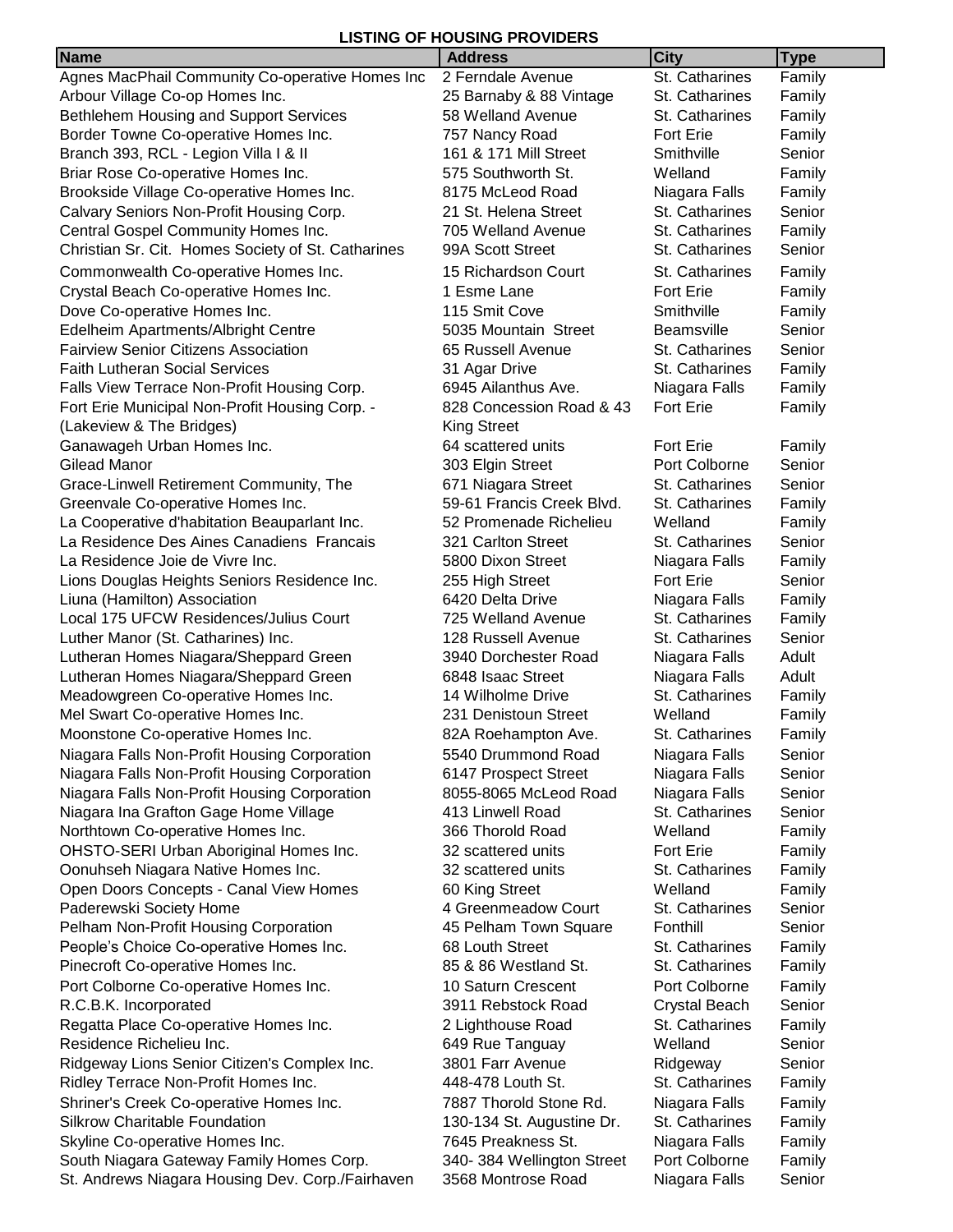# LISTING OF HOUSING PROVIDERS

| Name | Address | City | Type |
|---|---|---|---|
| Agnes MacPhail Community Co-operative Homes Inc | 2 Ferndale Avenue | St. Catharines | Family |
| Arbour Village Co-op Homes Inc. | 25 Barnaby & 88 Vintage | St. Catharines | Family |
| Bethlehem Housing and Support Services | 58 Welland Avenue | St. Catharines | Family |
| Border Towne Co-operative Homes Inc. | 757 Nancy Road | Fort Erie | Family |
| Branch 393, RCL - Legion Villa I & II | 161 & 171 Mill Street | Smithville | Senior |
| Briar Rose Co-operative Homes Inc. | 575 Southworth St. | Welland | Family |
| Brookside Village Co-operative Homes Inc. | 8175 McLeod Road | Niagara Falls | Family |
| Calvary Seniors Non-Profit Housing Corp. | 21 St. Helena Street | St. Catharines | Senior |
| Central Gospel Community Homes Inc. | 705 Welland Avenue | St. Catharines | Family |
| Christian Sr. Cit. Homes Society of St. Catharines | 99A Scott Street | St. Catharines | Senior |
| Commonwealth Co-operative Homes Inc. | 15 Richardson Court | St. Catharines | Family |
| Crystal Beach Co-operative Homes Inc. | 1 Esme Lane | Fort Erie | Family |
| Dove Co-operative Homes Inc. | 115 Smit Cove | Smithville | Family |
| Edelheim Apartments/Albright Centre | 5035 Mountain Street | Beamsville | Senior |
| Fairview Senior Citizens Association | 65 Russell Avenue | St. Catharines | Senior |
| Faith Lutheran Social Services | 31 Agar Drive | St. Catharines | Family |
| Falls View Terrace Non-Profit Housing Corp. | 6945 Ailanthus Ave. | Niagara Falls | Family |
| Fort Erie Municipal Non-Profit Housing Corp. - (Lakeview & The Bridges) | 828 Concession Road & 43 King Street | Fort Erie | Family |
| Ganawageh Urban Homes Inc. | 64 scattered units | Fort Erie | Family |
| Gilead Manor | 303 Elgin Street | Port Colborne | Senior |
| Grace-Linwell Retirement Community, The | 671 Niagara Street | St. Catharines | Senior |
| Greenvale Co-operative Homes Inc. | 59-61 Francis Creek Blvd. | St. Catharines | Family |
| La Cooperative d'habitation Beauparlant Inc. | 52 Promenade Richelieu | Welland | Family |
| La Residence Des Aines Canadiens Francais | 321 Carlton Street | St. Catharines | Senior |
| La Residence Joie de Vivre Inc. | 5800 Dixon Street | Niagara Falls | Family |
| Lions Douglas Heights Seniors Residence Inc. | 255 High Street | Fort Erie | Senior |
| Liuna (Hamilton) Association | 6420 Delta Drive | Niagara Falls | Family |
| Local 175 UFCW Residences/Julius Court | 725 Welland Avenue | St. Catharines | Family |
| Luther Manor (St. Catharines) Inc. | 128 Russell Avenue | St. Catharines | Senior |
| Lutheran Homes Niagara/Sheppard Green | 3940 Dorchester Road | Niagara Falls | Adult |
| Lutheran Homes Niagara/Sheppard Green | 6848 Isaac Street | Niagara Falls | Adult |
| Meadowgreen Co-operative Homes Inc. | 14 Wilholme Drive | St. Catharines | Family |
| Mel Swart Co-operative Homes Inc. | 231 Denistoun Street | Welland | Family |
| Moonstone Co-operative Homes Inc. | 82A Roehampton Ave. | St. Catharines | Family |
| Niagara Falls Non-Profit Housing Corporation | 5540 Drummond Road | Niagara Falls | Senior |
| Niagara Falls Non-Profit Housing Corporation | 6147 Prospect Street | Niagara Falls | Senior |
| Niagara Falls Non-Profit Housing Corporation | 8055-8065 McLeod Road | Niagara Falls | Senior |
| Niagara Ina Grafton Gage Home Village | 413 Linwell Road | St. Catharines | Senior |
| Northtown Co-operative Homes Inc. | 366 Thorold Road | Welland | Family |
| OHSTO-SERI Urban Aboriginal Homes Inc. | 32 scattered units | Fort Erie | Family |
| Oonuhseh Niagara Native Homes Inc. | 32 scattered units | St. Catharines | Family |
| Open Doors Concepts - Canal View Homes | 60 King Street | Welland | Family |
| Paderewski Society Home | 4 Greenmeadow Court | St. Catharines | Senior |
| Pelham Non-Profit Housing Corporation | 45 Pelham Town Square | Fonthill | Senior |
| People's Choice Co-operative Homes Inc. | 68 Louth Street | St. Catharines | Family |
| Pinecroft Co-operative Homes Inc. | 85 & 86 Westland St. | St. Catharines | Family |
| Port Colborne Co-operative Homes Inc. | 10 Saturn Crescent | Port Colborne | Family |
| R.C.B.K. Incorporated | 3911 Rebstock Road | Crystal Beach | Senior |
| Regatta Place Co-operative Homes Inc. | 2 Lighthouse Road | St. Catharines | Family |
| Residence Richelieu Inc. | 649 Rue Tanguay | Welland | Senior |
| Ridgeway Lions Senior Citizen's Complex Inc. | 3801 Farr Avenue | Ridgeway | Senior |
| Ridley Terrace Non-Profit Homes Inc. | 448-478 Louth St. | St. Catharines | Family |
| Shriner's Creek Co-operative Homes Inc. | 7887 Thorold Stone Rd. | Niagara Falls | Family |
| Silkrow Charitable Foundation | 130-134 St. Augustine Dr. | St. Catharines | Family |
| Skyline Co-operative Homes Inc. | 7645 Preakness St. | Niagara Falls | Family |
| South Niagara Gateway Family Homes Corp. | 340- 384 Wellington Street | Port Colborne | Family |
| St. Andrews Niagara Housing Dev. Corp./Fairhaven | 3568 Montrose Road | Niagara Falls | Senior |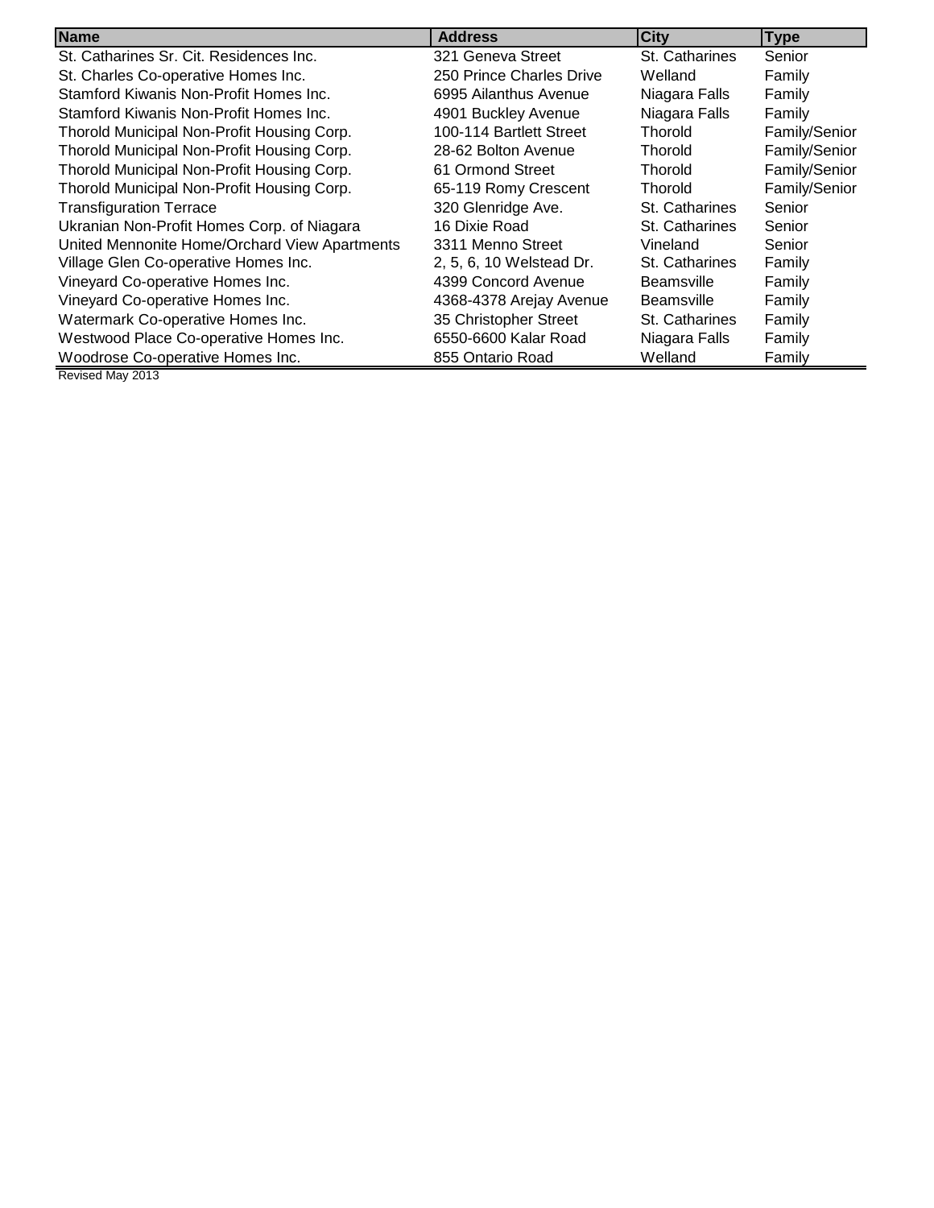| Name | Address | City | Type |
| --- | --- | --- | --- |
| St. Catharines Sr. Cit. Residences Inc. | 321 Geneva Street | St. Catharines | Senior |
| St. Charles Co-operative Homes Inc. | 250 Prince Charles Drive | Welland | Family |
| Stamford Kiwanis Non-Profit Homes Inc. | 6995 Ailanthus Avenue | Niagara Falls | Family |
| Stamford Kiwanis Non-Profit Homes Inc. | 4901 Buckley Avenue | Niagara Falls | Family |
| Thorold Municipal Non-Profit Housing Corp. | 100-114 Bartlett Street | Thorold | Family/Senior |
| Thorold Municipal Non-Profit Housing Corp. | 28-62 Bolton Avenue | Thorold | Family/Senior |
| Thorold Municipal Non-Profit Housing Corp. | 61 Ormond Street | Thorold | Family/Senior |
| Thorold Municipal Non-Profit Housing Corp. | 65-119 Romy Crescent | Thorold | Family/Senior |
| Transfiguration Terrace | 320 Glenridge Ave. | St. Catharines | Senior |
| Ukranian Non-Profit Homes Corp. of Niagara | 16 Dixie Road | St. Catharines | Senior |
| United Mennonite Home/Orchard View Apartments | 3311 Menno Street | Vineland | Senior |
| Village Glen Co-operative Homes Inc. | 2, 5, 6, 10 Welstead Dr. | St. Catharines | Family |
| Vineyard Co-operative Homes Inc. | 4399 Concord Avenue | Beamsville | Family |
| Vineyard Co-operative Homes Inc. | 4368-4378 Arejay Avenue | Beamsville | Family |
| Watermark Co-operative Homes Inc. | 35 Christopher Street | St. Catharines | Family |
| Westwood Place Co-operative Homes Inc. | 6550-6600 Kalar Road | Niagara Falls | Family |
| Woodrose Co-operative Homes Inc. | 855 Ontario Road | Welland | Family |

Revised May 2013